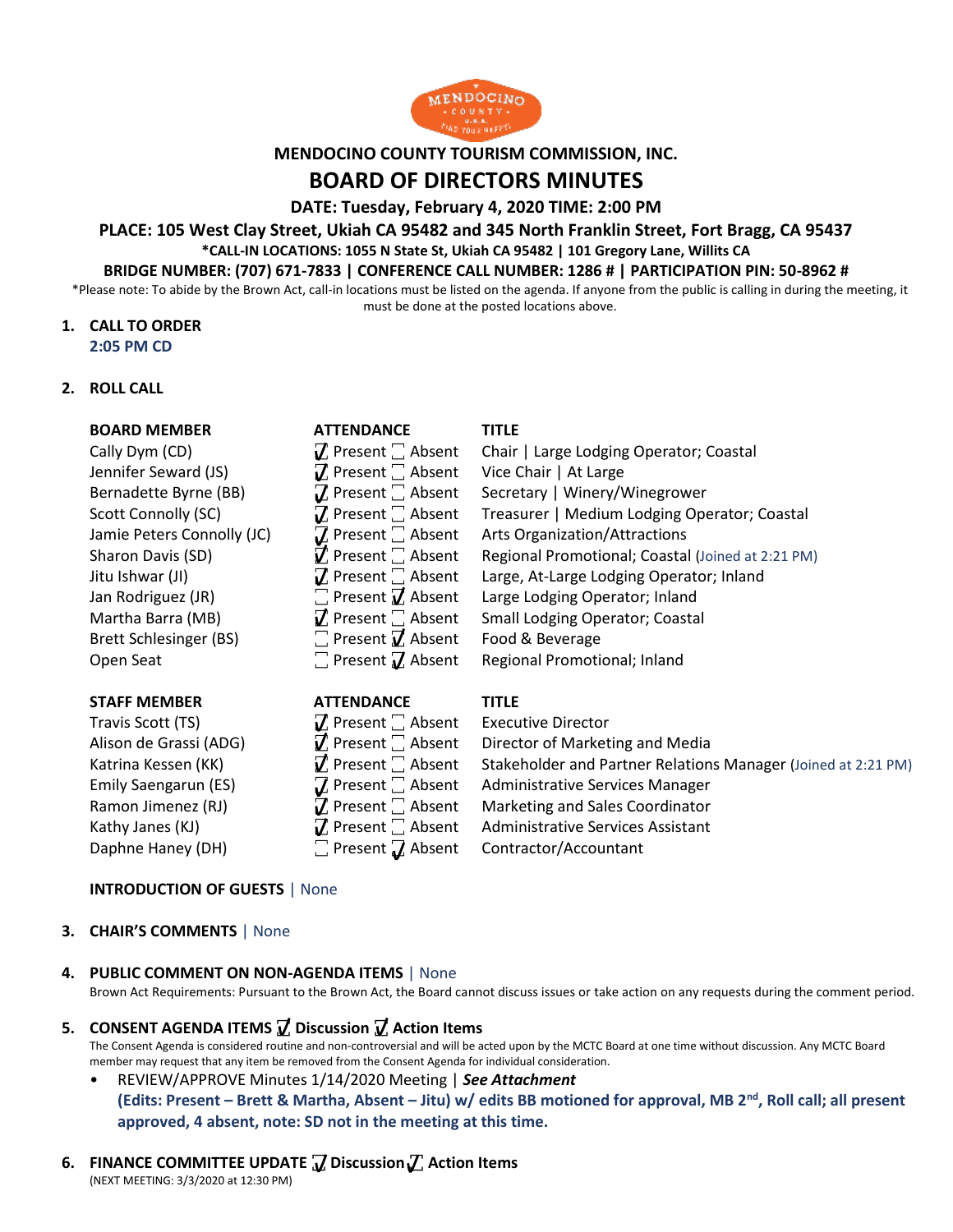# MENDOCINO COUNTY TOURISM COMMISSION, INC.

## BOARD OF DIRECTORS MINUTES

**DATE: Tuesday, February 4, 2020 TIME: 2:00 PM**

**PLACE: 105 West Clay Street, Ukiah CA 95482 and 345 North Franklin Street, Fort Bragg, CA 95437**

**\*CALL-IN LOCATIONS: 1055 N State St, Ukiah CA 95482 | 101 Gregory Lane, Willits CA**

**BRIDGE NUMBER: (707) 671-7833 | CONFERENCE CALL NUMBER: 1286 # | PARTICIPATION PIN: 50-8962 #**

\*Please note: To abide by the Brown Act, call-in locations must be listed on the agenda. If anyone from the public is calling in during the meeting, it must be done at the posted locations above.

1. **CALL TO ORDER**
   2:05 PM CD

2. **ROLL CALL**

| BOARD MEMBER | ATTENDANCE | TITLE |
|---|---|---|
| Cally Dym (CD) | ☑ Present ☐ Absent | Chair \| Large Lodging Operator; Coastal |
| Jennifer Seward (JS) | ☑ Present ☐ Absent | Vice Chair \| At Large |
| Bernadette Byrne (BB) | ☑ Present ☐ Absent | Secretary \| Winery/Winegrower |
| Scott Connolly (SC) | ☑ Present ☐ Absent | Treasurer \| Medium Lodging Operator; Coastal |
| Jamie Peters Connolly (JC) | ☑ Present ☐ Absent | Arts Organization/Attractions |
| Sharon Davis (SD) | ☑ Present ☐ Absent | Regional Promotional; Coastal (Joined at 2:21 PM) |
| Jitu Ishwar (JI) | ☑ Present ☐ Absent | Large, At-Large Lodging Operator; Inland |
| Jan Rodriguez (JR) | ☐ Present ☑ Absent | Large Lodging Operator; Inland |
| Martha Barra (MB) | ☑ Present ☐ Absent | Small Lodging Operator; Coastal |
| Brett Schlesinger (BS) | ☐ Present ☑ Absent | Food & Beverage |
| Open Seat | ☐ Present ☑ Absent | Regional Promotional; Inland |

| STAFF MEMBER | ATTENDANCE | TITLE |
|---|---|---|
| Travis Scott (TS) | ☑ Present ☐ Absent | Executive Director |
| Alison de Grassi (ADG) | ☑ Present ☐ Absent | Director of Marketing and Media |
| Katrina Kessen (KK) | ☑ Present ☐ Absent | Stakeholder and Partner Relations Manager (Joined at 2:21 PM) |
| Emily Saengarun (ES) | ☑ Present ☐ Absent | Administrative Services Manager |
| Ramon Jimenez (RJ) | ☑ Present ☐ Absent | Marketing and Sales Coordinator |
| Kathy Janes (KJ) | ☑ Present ☐ Absent | Administrative Services Assistant |
| Daphne Haney (DH) | ☐ Present ☑ Absent | Contractor/Accountant |

**INTRODUCTION OF GUESTS** | None

3. **CHAIR'S COMMENTS** | None

4. **PUBLIC COMMENT ON NON-AGENDA ITEMS** | None
   Brown Act Requirements: Pursuant to the Brown Act, the Board cannot discuss issues or take action on any requests during the comment period.

5. **CONSENT AGENDA ITEMS ☑ Discussion ☑ Action Items**
   The Consent Agenda is considered routine and non-controversial and will be acted upon by the MCTC Board at one time without discussion. Any MCTC Board member may request that any item be removed from the Consent Agenda for individual consideration.
   - REVIEW/APPROVE Minutes 1/14/2020 Meeting | ***See Attachment***
     **(Edits: Present – Brett & Martha, Absent – Jitu) w/ edits BB motioned for approval, MB 2nd, Roll call; all present approved, 4 absent, note: SD not in the meeting at this time.**

6. **FINANCE COMMITTEE UPDATE ☑ Discussion ☑ Action Items**
   (NEXT MEETING: 3/3/2020 at 12:30 PM)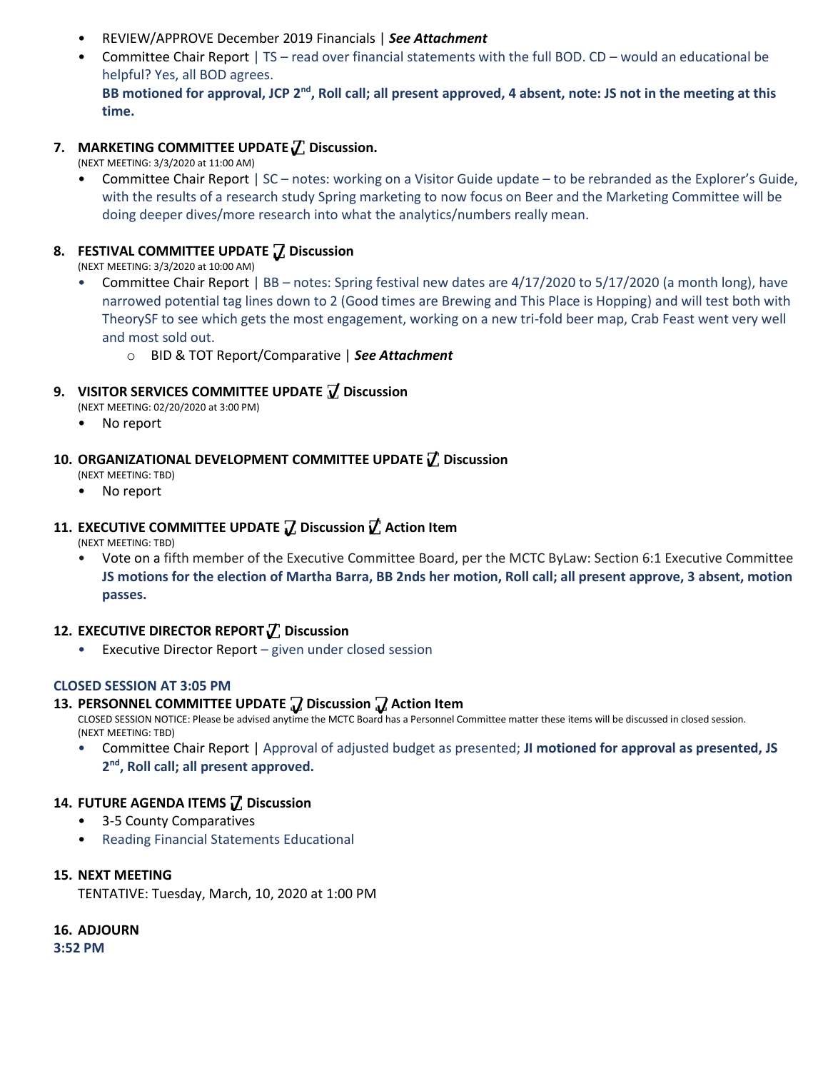- REVIEW/APPROVE December 2019 Financials | ***See Attachment***
- Committee Chair Report | TS – read over financial statements with the full BOD. CD – would an educational be helpful? Yes, all BOD agrees.
  **BB motioned for approval, JCP 2nd, Roll call; all present approved, 4 absent, note: JS not in the meeting at this time.**

**7. MARKETING COMMITTEE UPDATE ☑ Discussion.**

(NEXT MEETING: 3/3/2020 at 11:00 AM)

- Committee Chair Report | SC – notes: working on a Visitor Guide update – to be rebranded as the Explorer's Guide, with the results of a research study Spring marketing to now focus on Beer and the Marketing Committee will be doing deeper dives/more research into what the analytics/numbers really mean.

**8. FESTIVAL COMMITTEE UPDATE ☑ Discussion**

(NEXT MEETING: 3/3/2020 at 10:00 AM)

- Committee Chair Report | BB – notes: Spring festival new dates are 4/17/2020 to 5/17/2020 (a month long), have narrowed potential tag lines down to 2 (Good times are Brewing and This Place is Hopping) and will test both with TheorySF to see which gets the most engagement, working on a new tri-fold beer map, Crab Feast went very well and most sold out.
  - BID & TOT Report/Comparative | ***See Attachment***

**9. VISITOR SERVICES COMMITTEE UPDATE ☑ Discussion**

(NEXT MEETING: 02/20/2020 at 3:00 PM)

- No report

**10. ORGANIZATIONAL DEVELOPMENT COMMITTEE UPDATE ☑ Discussion**

(NEXT MEETING: TBD)

- No report

**11. EXECUTIVE COMMITTEE UPDATE ☑ Discussion ☑ Action Item**

(NEXT MEETING: TBD)

- Vote on a fifth member of the Executive Committee Board, per the MCTC ByLaw: Section 6:1 Executive Committee
  **JS motions for the election of Martha Barra, BB 2nds her motion, Roll call; all present approve, 3 absent, motion passes.**

**12. EXECUTIVE DIRECTOR REPORT ☑ Discussion**

- Executive Director Report – given under closed session

**CLOSED SESSION AT 3:05 PM**

**13. PERSONNEL COMMITTEE UPDATE ☑ Discussion ☑ Action Item**

CLOSED SESSION NOTICE: Please be advised anytime the MCTC Board has a Personnel Committee matter these items will be discussed in closed session.
(NEXT MEETING: TBD)

- Committee Chair Report | Approval of adjusted budget as presented; **JI motioned for approval as presented, JS 2nd, Roll call; all present approved.**

**14. FUTURE AGENDA ITEMS ☑ Discussion**

- 3-5 County Comparatives
- Reading Financial Statements Educational

**15. NEXT MEETING**

TENTATIVE: Tuesday, March, 10, 2020 at 1:00 PM

**16. ADJOURN**

**3:52 PM**